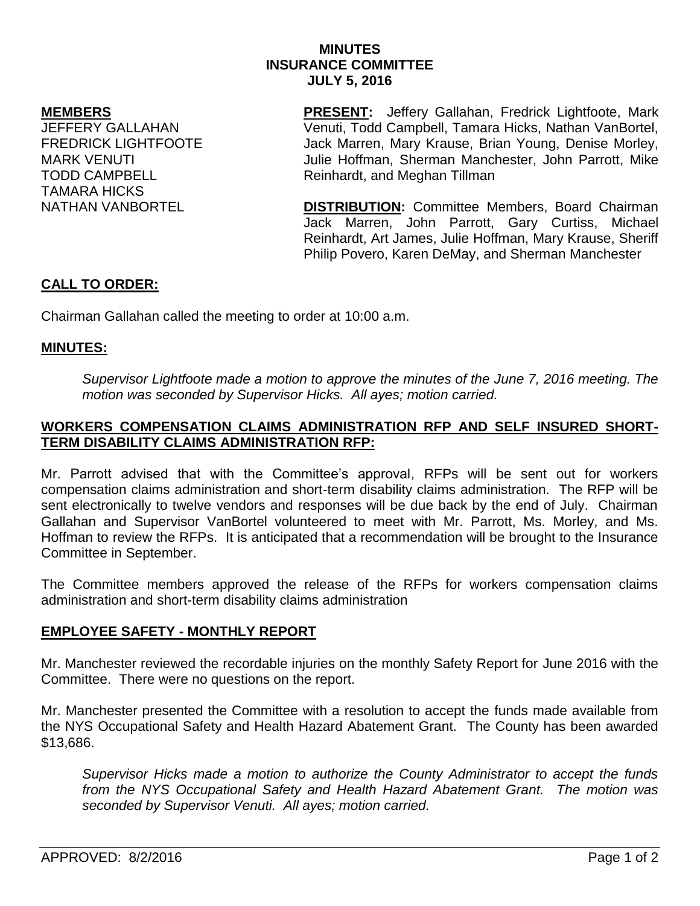**MINUTES**
**INSURANCE COMMITTEE**
**JULY 5, 2016**

**MEMBERS**
JEFFERY GALLAHAN
FREDRICK LIGHTFOOTE
MARK VENUTI
TODD CAMPBELL
TAMARA HICKS
NATHAN VANBORTEL

**PRESENT:** Jeffery Gallahan, Fredrick Lightfoote, Mark Venuti, Todd Campbell, Tamara Hicks, Nathan VanBortel, Jack Marren, Mary Krause, Brian Young, Denise Morley, Julie Hoffman, Sherman Manchester, John Parrott, Mike Reinhardt, and Meghan Tillman

**DISTRIBUTION:** Committee Members, Board Chairman Jack Marren, John Parrott, Gary Curtiss, Michael Reinhardt, Art James, Julie Hoffman, Mary Krause, Sheriff Philip Povero, Karen DeMay, and Sherman Manchester

## CALL TO ORDER:

Chairman Gallahan called the meeting to order at 10:00 a.m.

## MINUTES:

*Supervisor Lightfoote made a motion to approve the minutes of the June 7, 2016 meeting. The motion was seconded by Supervisor Hicks. All ayes; motion carried.*

## WORKERS COMPENSATION CLAIMS ADMINISTRATION RFP AND SELF INSURED SHORT-TERM DISABILITY CLAIMS ADMINISTRATION RFP:

Mr. Parrott advised that with the Committee's approval, RFPs will be sent out for workers compensation claims administration and short-term disability claims administration. The RFP will be sent electronically to twelve vendors and responses will be due back by the end of July. Chairman Gallahan and Supervisor VanBortel volunteered to meet with Mr. Parrott, Ms. Morley, and Ms. Hoffman to review the RFPs. It is anticipated that a recommendation will be brought to the Insurance Committee in September.

The Committee members approved the release of the RFPs for workers compensation claims administration and short-term disability claims administration

## EMPLOYEE SAFETY - MONTHLY REPORT

Mr. Manchester reviewed the recordable injuries on the monthly Safety Report for June 2016 with the Committee. There were no questions on the report.

Mr. Manchester presented the Committee with a resolution to accept the funds made available from the NYS Occupational Safety and Health Hazard Abatement Grant. The County has been awarded $13,686.

*Supervisor Hicks made a motion to authorize the County Administrator to accept the funds from the NYS Occupational Safety and Health Hazard Abatement Grant. The motion was seconded by Supervisor Venuti. All ayes; motion carried.*

APPROVED: 8/2/2016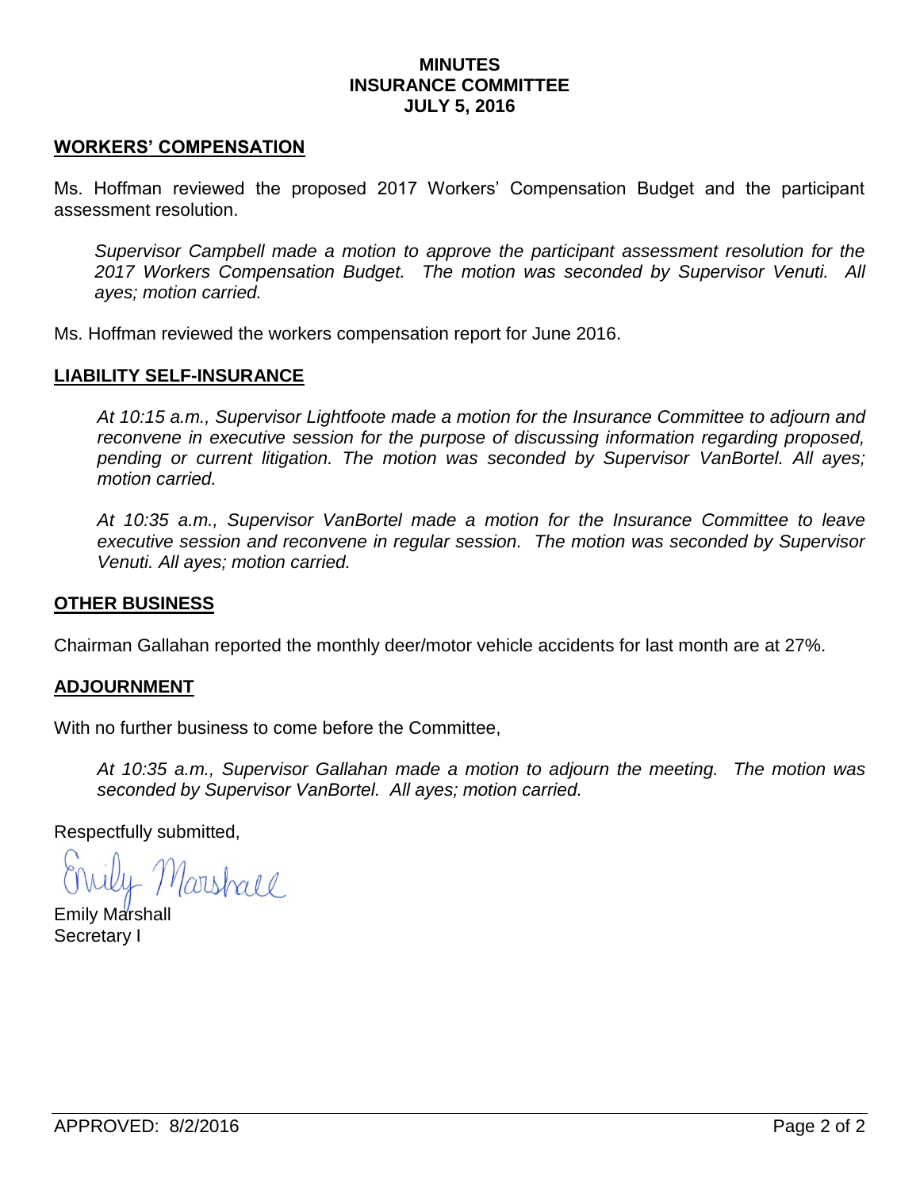**MINUTES**
**INSURANCE COMMITTEE**
**JULY 5, 2016**

## WORKERS' COMPENSATION

Ms. Hoffman reviewed the proposed 2017 Workers' Compensation Budget and the participant assessment resolution.

*Supervisor Campbell made a motion to approve the participant assessment resolution for the 2017 Workers Compensation Budget. The motion was seconded by Supervisor Venuti. All ayes; motion carried.*

Ms. Hoffman reviewed the workers compensation report for June 2016.

## LIABILITY SELF-INSURANCE

*At 10:15 a.m., Supervisor Lightfoote made a motion for the Insurance Committee to adjourn and reconvene in executive session for the purpose of discussing information regarding proposed, pending or current litigation. The motion was seconded by Supervisor VanBortel. All ayes; motion carried.*

*At 10:35 a.m., Supervisor VanBortel made a motion for the Insurance Committee to leave executive session and reconvene in regular session. The motion was seconded by Supervisor Venuti. All ayes; motion carried.*

## OTHER BUSINESS

Chairman Gallahan reported the monthly deer/motor vehicle accidents for last month are at 27%.

## ADJOURNMENT

With no further business to come before the Committee,

*At 10:35 a.m., Supervisor Gallahan made a motion to adjourn the meeting. The motion was seconded by Supervisor VanBortel. All ayes; motion carried.*

Respectfully submitted,

Emily Marshall
Emily Marshall
Secretary I

APPROVED: 8/2/2016